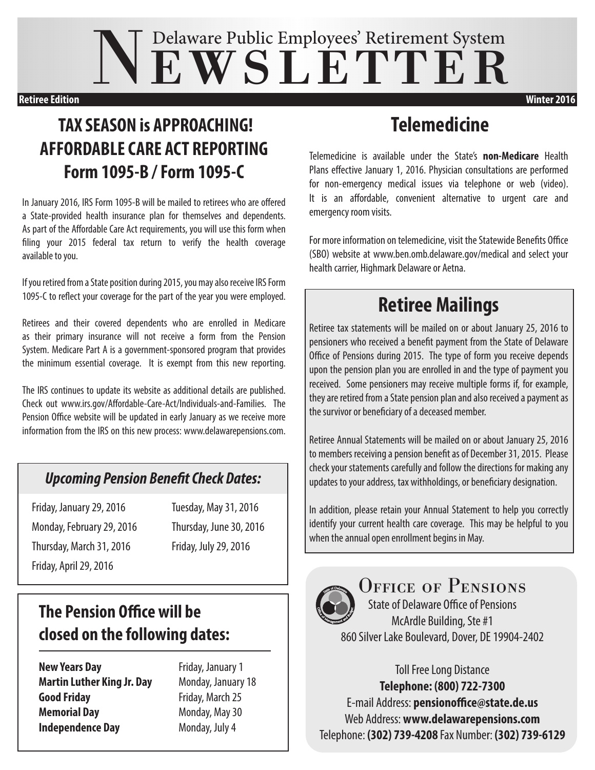# Delaware Public Employees' Retirement System NEWSLETTER

**Retiree Edition** | **Winter 2016**

## TAX SEASON is APPROACHING! AFFORDABLE CARE ACT REPORTING Form 1095-B / Form 1095-C

In January 2016, IRS Form 1095-B will be mailed to retirees who are offered a State-provided health insurance plan for themselves and dependents. As part of the Affordable Care Act requirements, you will use this form when filing your 2015 federal tax return to verify the health coverage available to you.

If you retired from a State position during 2015, you may also receive IRS Form 1095-C to reflect your coverage for the part of the year you were employed.

Retirees and their covered dependents who are enrolled in Medicare as their primary insurance will not receive a form from the Pension System. Medicare Part A is a government-sponsored program that provides the minimum essential coverage. It is exempt from this new reporting.

The IRS continues to update its website as additional details are published. Check out www.irs.gov/Affordable-Care-Act/Individuals-and-Families. The Pension Office website will be updated in early January as we receive more information from the IRS on this new process: www.delawarepensions.com.

### *Upcoming Pension Benefit Check Dates:*

- Friday, January 29, 2016
- Monday, February 29, 2016
- Thursday, March 31, 2016
- Friday, April 29, 2016
- Tuesday, May 31, 2016
- Thursday, June 30, 2016
- Friday, July 29, 2016

## The Pension Office will be closed on the following dates:

| | |
|---|---|
| **New Years Day** | Friday, January 1 |
| **Martin Luther King Jr. Day** | Monday, January 18 |
| **Good Friday** | Friday, March 25 |
| **Memorial Day** | Monday, May 30 |
| **Independence Day** | Monday, July 4 |

## Telemedicine

Telemedicine is available under the State's **non-Medicare** Health Plans effective January 1, 2016. Physician consultations are performed for non-emergency medical issues via telephone or web (video). It is an affordable, convenient alternative to urgent care and emergency room visits.

For more information on telemedicine, visit the Statewide Benefits Office (SBO) website at www.ben.omb.delaware.gov/medical and select your health carrier, Highmark Delaware or Aetna.

## Retiree Mailings

Retiree tax statements will be mailed on or about January 25, 2016 to pensioners who received a benefit payment from the State of Delaware Office of Pensions during 2015. The type of form you receive depends upon the pension plan you are enrolled in and the type of payment you received. Some pensioners may receive multiple forms if, for example, they are retired from a State pension plan and also received a payment as the survivor or beneficiary of a deceased member.

Retiree Annual Statements will be mailed on or about January 25, 2016 to members receiving a pension benefit as of December 31, 2015. Please check your statements carefully and follow the directions for making any updates to your address, tax withholdings, or beneficiary designation.

In addition, please retain your Annual Statement to help you correctly identify your current health care coverage. This may be helpful to you when the annual open enrollment begins in May.

## Office of Pensions

State of Delaware Office of Pensions
McArdle Building, Ste #1
860 Silver Lake Boulevard, Dover, DE 19904-2402

Toll Free Long Distance
**Telephone: (800) 722-7300**
E-mail Address: **pensionoffice@state.de.us**
Web Address: **www.delawarepensions.com**
Telephone: **(302) 739-4208** Fax Number: **(302) 739-6129**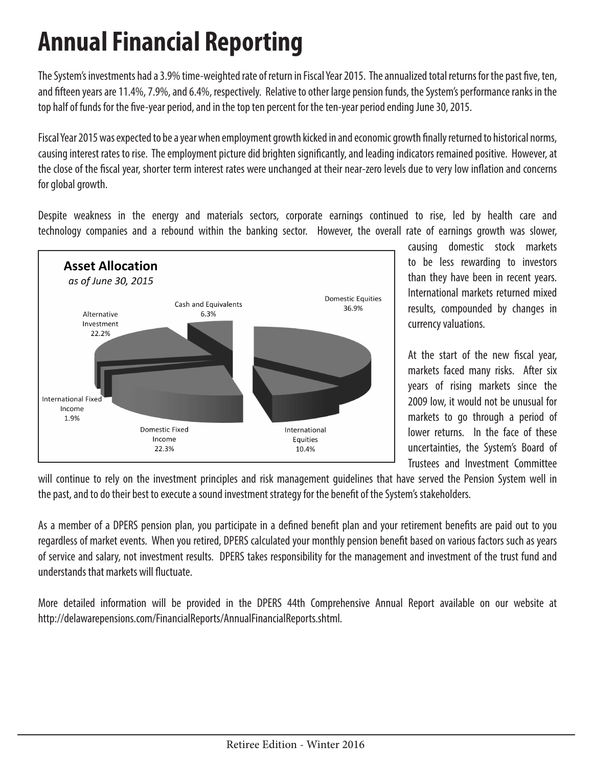# Annual Financial Reporting

The System's investments had a 3.9% time-weighted rate of return in Fiscal Year 2015. The annualized total returns for the past five, ten, and fifteen years are 11.4%, 7.9%, and 6.4%, respectively. Relative to other large pension funds, the System's performance ranks in the top half of funds for the five-year period, and in the top ten percent for the ten-year period ending June 30, 2015.

Fiscal Year 2015 was expected to be a year when employment growth kicked in and economic growth finally returned to historical norms, causing interest rates to rise. The employment picture did brighten significantly, and leading indicators remained positive. However, at the close of the fiscal year, shorter term interest rates were unchanged at their near-zero levels due to very low inflation and concerns for global growth.

Despite weakness in the energy and materials sectors, corporate earnings continued to rise, led by health care and technology companies and a rebound within the banking sector. However, the overall rate of earnings growth was slower, causing domestic stock markets to be less rewarding to investors than they have been in recent years. International markets returned mixed results, compounded by changes in currency valuations.

**Asset Allocation**
*as of June 30, 2015*

Cash and Equivalents
6.3%

Domestic Equities
36.9%

Alternative Investment
22.2%

International Fixed Income
1.9%

Domestic Fixed Income
22.3%

International Equities
10.4%

At the start of the new fiscal year, markets faced many risks. After six years of rising markets since the 2009 low, it would not be unusual for markets to go through a period of lower returns. In the face of these uncertainties, the System's Board of Trustees and Investment Committee will continue to rely on the investment principles and risk management guidelines that have served the Pension System well in the past, and to do their best to execute a sound investment strategy for the benefit of the System's stakeholders.

As a member of a DPERS pension plan, you participate in a defined benefit plan and your retirement benefits are paid out to you regardless of market events. When you retired, DPERS calculated your monthly pension benefit based on various factors such as years of service and salary, not investment results. DPERS takes responsibility for the management and investment of the trust fund and understands that markets will fluctuate.

More detailed information will be provided in the DPERS 44th Comprehensive Annual Report available on our website at http://delawarepensions.com/FinancialReports/AnnualFinancialReports.shtml.